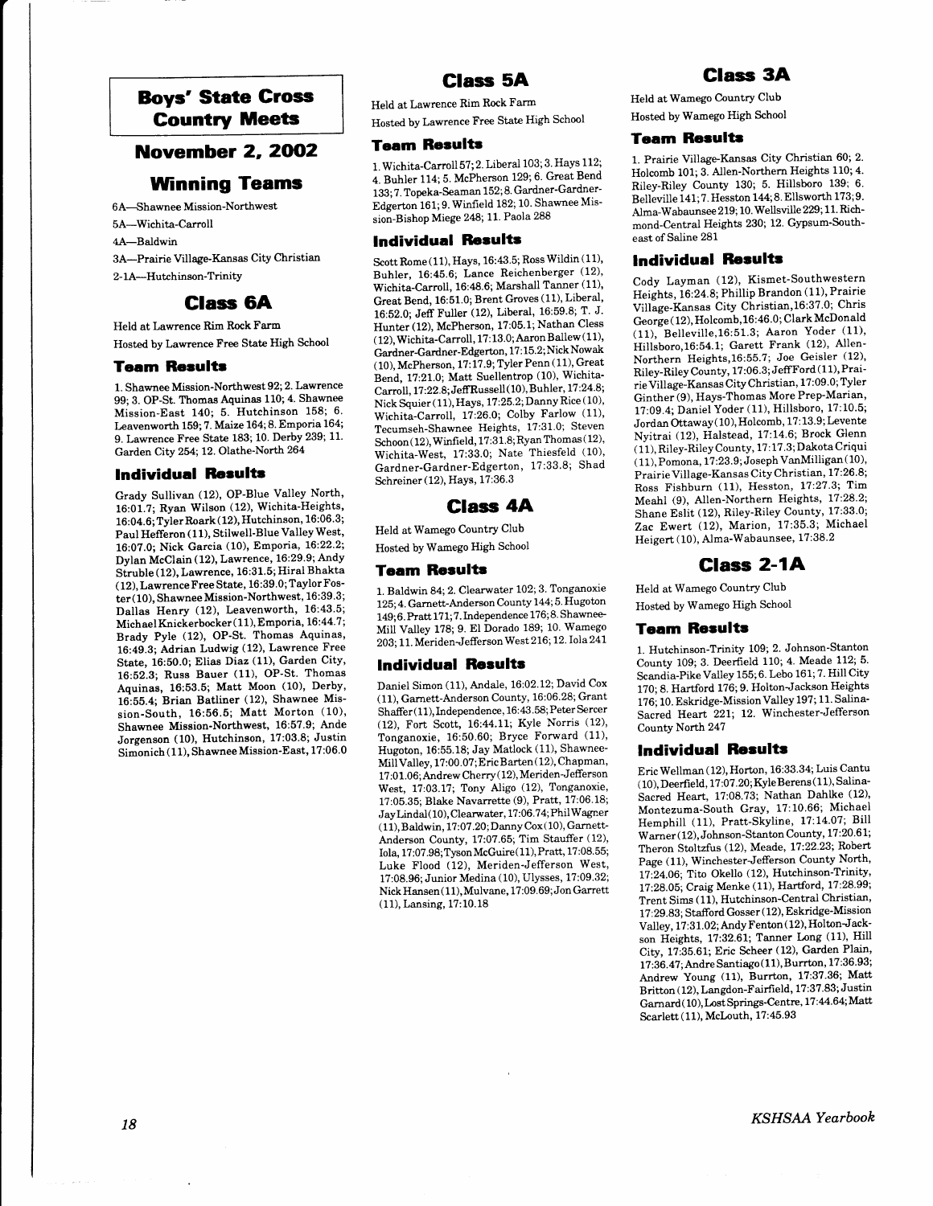# Boys' State Cross Country Meets

## November 2, 2002

## Winning Teams

6A—Shawnee Mission-Northwest

5A—Wichita-Carroll

4A—Baldwin

3A—Prairie Village-Kansas City Christian

2-1A—Hutchinson-Trinity

## Class 6A

Held at Lawrence Rim Rock Farm

Hosted by Lawrence Free State High School

### Team Results

1. Shawnee Mission-Northwest 92; 2. Lawrence 99; 3. OP-St. Thomas Aquinas 110; 4. Shawnee Mission-East 140; 5. Hutchinson 158; 6. Leavenworth 159; 7. Maize 164; 8. Emporia 164; 9. Lawrence Free State 183; 10. Derby 239; 11. Garden City 254; 12. Olathe-North 264

### Individual Results

Grady Sullivan (12), OP-Blue Valley North, 16:01.7; Ryan Wilson (12), Wichita-Heights, 16:04.6; Tyler Roark (12), Hutchinson, 16:06.3; Paul Hefferon (11), Stilwell-Blue Valley West, 16:07.0; Nick Garcia (10), Emporia, 16:22.2; Dylan McClain (12), Lawrence, 16:29.9; Andy Struble (12), Lawrence, 16:31.5; Hiral Bhakta (12), Lawrence Free State, 16:39.0; Taylor Foster (10), Shawnee Mission-Northwest, 16:39.3; Dallas Henry (12), Leavenworth, 16:43.5; Michael Knickerbocker (11), Emporia, 16:44.7; Brady Pyle (12), OP-St. Thomas Aquinas, 16:49.3; Adrian Ludwig (12), Lawrence Free State, 16:50.0; Elias Diaz (11), Garden City, 16:52.3; Russ Bauer (11), OP-St. Thomas Aquinas, 16:53.5; Matt Moon (10), Derby, 16:55.4; Brian Batliner (12), Shawnee Mission-South, 16:56.5; Matt Morton (10), Shawnee Mission-Northwest, 16:57.9; Ande Jorgenson (10), Hutchinson, 17:03.8; Justin Simonich (11), Shawnee Mission-East, 17:06.0

## Class 5A

Held at Lawrence Rim Rock Farm

Hosted by Lawrence Free State High School

### Team Results

1. Wichita-Carroll 57; 2. Liberal 103; 3. Hays 112; 4. Buhler 114; 5. McPherson 129; 6. Great Bend 133; 7. Topeka-Seaman 152; 8. Gardner-Gardner-Edgerton 161; 9. Winfield 182; 10. Shawnee Mission-Bishop Miege 248; 11. Paola 288

### Individual Results

Scott Rome (11), Hays, 16:43.5; Ross Wildin (11), Buhler, 16:45.6; Lance Reichenberger (12), Wichita-Carroll, 16:48.6; Marshall Tanner (11), Great Bend, 16:51.0; Brent Groves (11), Liberal, 16:52.0; Jeff Fuller (12), Liberal, 16:59.8; T. J. Hunter (12), McPherson, 17:05.1; Nathan Cless (12), Wichita-Carroll, 17:13.0; Aaron Ballew (11), Gardner-Gardner-Edgerton, 17:15.2; Nick Nowak (10), McPherson, 17:17.9; Tyler Penn (11), Great Bend, 17:21.0; Matt Suellentrop (10), Wichita-Carroll, 17:22.8; Jeff Russell (10), Buhler, 17:24.8; Nick Squier (11), Hays, 17:25.2; Danny Rice (10), Wichita-Carroll, 17:26.0; Colby Farlow (11), Tecumseh-Shawnee Heights, 17:31.0; Steven Schoon (12), Winfield, 17:31.8; Ryan Thomas (12), Wichita-West, 17:33.0; Nate Thiesfeld (10), Gardner-Gardner-Edgerton, 17:33.8; Shad Schreiner (12), Hays, 17:36.3

## Class 4A

Held at Wamego Country Club

Hosted by Wamego High School

### Team Results

1. Baldwin 84; 2. Clearwater 102; 3. Tonganoxie 125; 4. Garnett-Anderson County 144; 5. Hugoton 149; 6. Pratt 171; 7. Independence 176; 8. Shawnee-Mill Valley 178; 9. El Dorado 189; 10. Wamego 203; 11. Meriden-Jefferson West 216; 12. Iola 241

### Individual Results

Daniel Simon (11), Andale, 16:02.12; David Cox (11), Garnett-Anderson County, 16:06.28; Grant Shaffer (11), Independence, 16:43.58; Peter Sercer (12), Fort Scott, 16:44.11; Kyle Norris (12), Tonganoxie, 16:50.60; Bryce Forward (11), Hugoton, 16:55.18; Jay Matlock (11), Shawnee-Mill Valley, 17:00.07; Eric Barten (12), Chapman, 17:01.06; Andrew Cherry (12), Meriden-Jefferson West, 17:03.17; Tony Aligo (12), Tonganoxie, 17:05.35; Blake Navarrette (9), Pratt, 17:06.18; Jay Lindal (10), Clearwater, 17:06.74; Phil Wagner (11), Baldwin, 17:07.20; Danny Cox (10), Garnett-Anderson County, 17:07.65; Tim Stauffer (12), Iola, 17:07.98; Tyson McGuire (11), Pratt, 17:08.55; Luke Flood (12), Meriden-Jefferson West, 17:08.96; Junior Medina (10), Ulysses, 17:09.32; Nick Hansen (11), Mulvane, 17:09.69; Jon Garrett (11), Lansing, 17:10.18

## Class 3A

Held at Wamego Country Club

Hosted by Wamego High School

### Team Results

1. Prairie Village-Kansas City Christian 60; 2. Holcomb 101; 3. Allen-Northern Heights 110; 4. Riley-Riley County 130; 5. Hillsboro 139; 6. Belleville 141; 7. Hesston 144; 8. Ellsworth 173; 9. Alma-Wabaunsee 219; 10. Wellsville 229; 11. Richmond-Central Heights 230; 12. Gypsum-Southeast of Saline 281

### Individual Results

Cody Layman (12), Kismet-Southwestern Heights, 16:24.8; Phillip Brandon (11), Prairie Village-Kansas City Christian, 16:37.0; Chris George (12), Holcomb, 16:46.0; Clark McDonald (11), Belleville, 16:51.3; Aaron Yoder (11), Hillsboro, 16:54.1; Garett Frank (12), Allen-Northern Heights, 16:55.7; Joe Geisler (12), Riley-Riley County, 17:06.3; Jeff Ford (11), Prairie Village-Kansas City Christian, 17:09.0; Tyler Ginther (9), Hays-Thomas More Prep-Marian, 17:09.4; Daniel Yoder (11), Hillsboro, 17:10.5; Jordan Ottaway (10), Holcomb, 17:13.9; Levente Nyitrai (12), Halstead, 17:14.6; Brock Glenn (11), Riley-Riley County, 17:17.3; Dakota Criqui (11), Pomona, 17:23.9; Joseph VanMilligan (10), Prairie Village-Kansas City Christian, 17:26.8; Ross Fishburn (11), Hesston, 17:27.3; Tim Meahl (9), Allen-Northern Heights, 17:28.2; Shane Eslit (12), Riley-Riley County, 17:33.0; Zac Ewert (12), Marion, 17:35.3; Michael Heigert (10), Alma-Wabaunsee, 17:38.2

## Class 2-1A

Held at Wamego Country Club

Hosted by Wamego High School

### Team Results

1. Hutchinson-Trinity 109; 2. Johnson-Stanton County 109; 3. Deerfield 110; 4. Meade 112; 5. Scandia-Pike Valley 155; 6. Lebo 161; 7. Hill City 170; 8. Hartford 176; 9. Holton-Jackson Heights 176; 10. Eskridge-Mission Valley 197; 11. Salina-Sacred Heart 221; 12. Winchester-Jefferson County North 247

### Individual Results

Eric Wellman (12), Horton, 16:33.34; Luis Cantu (10), Deerfield, 17:07.20; Kyle Berens (11), Salina-Sacred Heart, 17:08.73; Nathan Dahlke (12), Montezuma-South Gray, 17:10.66; Michael Hemphill (11), Pratt-Skyline, 17:14.07; Bill Warner (12), Johnson-Stanton County, 17:20.61; Theron Stoltzfus (12), Meade, 17:22.23; Robert Page (11), Winchester-Jefferson County North, 17:24.06; Tito Okello (12), Hutchinson-Trinity, 17:28.05; Craig Menke (11), Hartford, 17:28.99; Trent Sims (11), Hutchinson-Central Christian, 17:29.83; Stafford Gosser (12), Eskridge-Mission Valley, 17:31.02; Andy Fenton (12), Holton-Jackson Heights, 17:32.61; Tanner Long (11), Hill City, 17:35.61; Eric Scheer (12), Garden Plain, 17:36.47; Andre Santiago (11), Burrton, 17:36.93; Andrew Young (11), Burrton, 17:37.36; Matt Britton (12), Langdon-Fairfield, 17:37.83; Justin Garnard (10), Lost Springs-Centre, 17:44.64; Matt Scarlett (11), McLouth, 17:45.93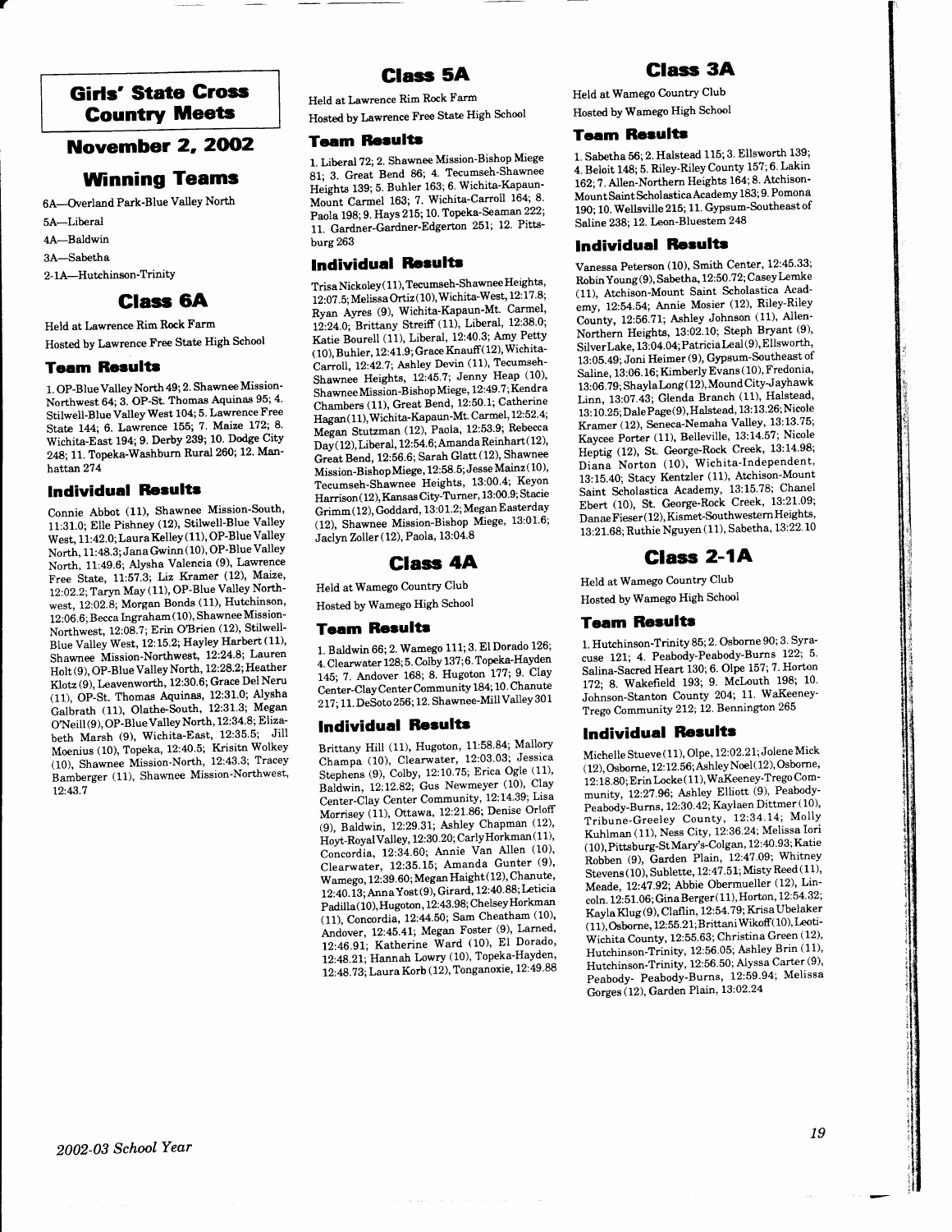## Girls' State Cross Country Meets

## November 2, 2002

## Winning Teams

6A—Overland Park-Blue Valley North

5A—Liberal

4A—Baldwin

3A—Sabetha

2-1A—Hutchinson-Trinity

## Class 6A

Held at Lawrence Rim Rock Farm

Hosted by Lawrence Free State High School

### Team Results

1. OP-Blue Valley North 49; 2. Shawnee Mission-Northwest 64; 3. OP-St. Thomas Aquinas 95; 4. Stilwell-Blue Valley West 104; 5. Lawrence Free State 144; 6. Lawrence 155; 7. Maize 172; 8. Wichita-East 194; 9. Derby 239; 10. Dodge City 248; 11. Topeka-Washburn Rural 260; 12. Manhattan 274

### Individual Results

Connie Abbot (11), Shawnee Mission-South, 11:31.0; Elle Pishney (12), Stilwell-Blue Valley West, 11:42.0; Laura Kelley (11), OP-Blue Valley North, 11:48.3; Jana Gwinn (10), OP-Blue Valley North, 11:49.6; Alysha Valencia (9), Lawrence Free State, 11:57.3; Liz Kramer (12), Maize, 12:02.2; Taryn May (11), OP-Blue Valley Northwest, 12:02.8; Morgan Bonds (11), Hutchinson, 12:06.6; Becca Ingraham (10), Shawnee Mission-Northwest, 12:08.7; Erin O'Brien (12), Stilwell-Blue Valley West, 12:15.2; Hayley Harbert (11), Shawnee Mission-Northwest, 12:24.8; Lauren Holt (9), OP-Blue Valley North, 12:28.2; Heather Klotz (9), Leavenworth, 12:30.6; Grace Del Neru (11), OP-St. Thomas Aquinas, 12:31.0; Alysha Galbrath (11), Olathe-South, 12:31.3; Megan O'Neill (9), OP-Blue Valley North, 12:34.8; Elizabeth Marsh (9), Wichita-East, 12:35.5; Jill Moenius (10), Topeka, 12:40.5; Krisitn Wolkey (10), Shawnee Mission-North, 12:43.3; Tracey Bamberger (11), Shawnee Mission-Northwest, 12:43.7

## Class 5A

Held at Lawrence Rim Rock Farm

Hosted by Lawrence Free State High School

### Team Results

1. Liberal 72; 2. Shawnee Mission-Bishop Miege 81; 3. Great Bend 86; 4. Tecumseh-Shawnee Heights 139; 5. Buhler 163; 6. Wichita-Kapaun-Mount Carmel 163; 7. Wichita-Carroll 164; 8. Paola 198; 9. Hays 215; 10. Topeka-Seaman 222; 11. Gardner-Gardner-Edgerton 251; 12. Pittsburg 263

### Individual Results

Trisa Nickoley (11), Tecumseh-Shawnee Heights, 12:07.5; Melissa Ortiz (10), Wichita-West, 12:17.8; Ryan Ayres (9), Wichita-Kapaun-Mt. Carmel, 12:24.0; Brittany Streiff (11), Liberal, 12:38.0; Katie Bourell (11), Liberal, 12:40.3; Amy Petty (10), Buhler, 12:41.9; Grace Knauff (12), Wichita-Carroll, 12:42.7; Ashley Devin (11), Tecumseh-Shawnee Heights, 12:45.7; Jenny Heap (10), Shawnee Mission-Bishop Miege, 12:49.7; Kendra Chambers (11), Great Bend, 12:50.1; Catherine Hagan (11), Wichita-Kapaun-Mt. Carmel, 12:52.4; Megan Stutzman (12), Paola, 12:53.9; Rebecca Day (12), Liberal, 12:54.6; Amanda Reinhart (12), Great Bend, 12:56.6; Sarah Glatt (12), Shawnee Mission-Bishop Miege, 12:58.5; Jesse Mainz (10), Tecumseh-Shawnee Heights, 13:00.4; Keyon Harrison (12), Kansas City-Turner, 13:00.9; Stacie Grimm (12), Goddard, 13:01.2; Megan Easterday (12), Shawnee Mission-Bishop Miege, 13:01.6; Jaclyn Zoller (12), Paola, 13:04.8

## Class 4A

Held at Wamego Country Club

Hosted by Wamego High School

### Team Results

1. Baldwin 66; 2. Wamego 111; 3. El Dorado 126; 4. Clearwater 128; 5. Colby 137; 6. Topeka-Hayden 145; 7. Andover 168; 8. Hugoton 177; 9. Clay Center-Clay Center Community 184; 10. Chanute 217; 11. DeSoto 256; 12. Shawnee-Mill Valley 301

### Individual Results

Brittany Hill (11), Hugoton, 11:58.84; Mallory Champa (10), Clearwater, 12:03.03; Jessica Stephens (9), Colby, 12:10.75; Erica Ogle (11), Baldwin, 12:12.82; Gus Newmeyer (10), Clay Center-Clay Center Community, 12:14.39; Lisa Morrisey (11), Ottawa, 12:21.86; Denise Orloff (9), Baldwin, 12:29.31; Ashley Chapman (12), Hoyt-Royal Valley, 12:30.20; Carly Horkman (11), Concordia, 12:34.60; Annie Van Allen (10), Clearwater, 12:35.15; Amanda Gunter (9), Wamego, 12:39.60; Megan Haight (12), Chanute, 12:40.13; Anna Yost (9), Girard, 12:40.88; Leticia Padilla (10), Hugoton, 12:43.98; Chelsey Horkman (11), Concordia, 12:44.50; Sam Cheatham (10), Andover, 12:45.41; Megan Foster (9), Larned, 12:46.91; Katherine Ward (10), El Dorado, 12:48.21; Hannah Lowry (10), Topeka-Hayden, 12:48.73; Laura Korb (12), Tonganoxie, 12:49.88

## Class 3A

Held at Wamego Country Club

Hosted by Wamego High School

### Team Results

1. Sabetha 56; 2. Halstead 115; 3. Ellsworth 139; 4. Beloit 148; 5. Riley-Riley County 157; 6. Lakin 162; 7. Allen-Northern Heights 164; 8. Atchison-Mount Saint Scholastica Academy 183; 9. Pomona 190; 10. Wellsville 215; 11. Gypsum-Southeast of Saline 238; 12. Leon-Bluestem 248

### Individual Results

Vanessa Peterson (10), Smith Center, 12:45.33; Robin Young (9), Sabetha, 12:50.72; Casey Lemke (11), Atchison-Mount Saint Scholastica Academy, 12:54.54; Annie Mosier (12), Riley-Riley County, 12:56.71; Ashley Johnson (11), Allen-Northern Heights, 13:02.10; Steph Bryant (9), Silver Lake, 13:04.04; Patricia Leal (9), Ellsworth, 13:05.49; Joni Heimer (9), Gypsum-Southeast of Saline, 13:06.16; Kimberly Evans (10), Fredonia, 13:06.79; Shayla Long (12), Mound City-Jayhawk Linn, 13:07.43; Glenda Branch (11), Halstead, 13:10.25; Dale Page (9), Halstead, 13:13.26; Nicole Kramer (12), Seneca-Nemaha Valley, 13:13.75; Kaycee Porter (11), Belleville, 13:14.57; Nicole Heptig (12), St. George-Rock Creek, 13:14.98; Diana Norton (10), Wichita-Independent, 13:15.40; Stacy Kentzler (11), Atchison-Mount Saint Scholastica Academy, 13:15.78; Chanel Ebert (10), St. George-Rock Creek, 13:21.09; Danae Fieser (12), Kismet-Southwestern Heights, 13:21.68; Ruthie Nguyen (11), Sabetha, 13:22.10

## Class 2-1A

Held at Wamego Country Club

Hosted by Wamego High School

### Team Results

1. Hutchinson-Trinity 85; 2. Osborne 90; 3. Syracuse 121; 4. Peabody-Peabody-Burns 122; 5. Salina-Sacred Heart 130; 6. Olpe 157; 7. Horton 172; 8. Wakefield 193; 9. McLouth 198; 10. Johnson-Stanton County 204; 11. WaKeeney-Trego Community 212; 12. Bennington 265

### Individual Results

Michelle Stueve (11), Olpe, 12:02.21; Jolene Mick (12), Osborne, 12:12.56; Ashley Noel (12), Osborne, 12:18.80; Erin Locke (11), WaKeeney-Trego Community, 12:27.96; Ashley Elliott (9), Peabody-Peabody-Burns, 12:30.42; Kaylaen Dittmer (10), Tribune-Greeley County, 12:34.14; Molly Kuhlman (11), Ness City, 12:36.24; Melissa Iori (10), Pittsburg-St Mary's-Colgan, 12:40.93; Katie Robben (9), Garden Plain, 12:47.09; Whitney Stevens (10), Sublette, 12:47.51; Misty Reed (11), Meade, 12:47.92; Abbie Obermueller (12), Lincoln, 12:51.06; Gina Berger (11), Horton, 12:54.32; Kayla Klug (9), Claflin, 12:54.79; Krisa Ubelaker (11), Osborne, 12:55.21; Brittani Wikoff (10), Leoti-Wichita County, 12:55.63; Christina Green (12), Hutchinson-Trinity, 12:56.05; Ashley Brin (11), Hutchinson-Trinity, 12:56.50; Alyssa Carter (9), Peabody- Peabody-Burns, 12:59.94; Melissa Gorges (12), Garden Plain, 13:02.24